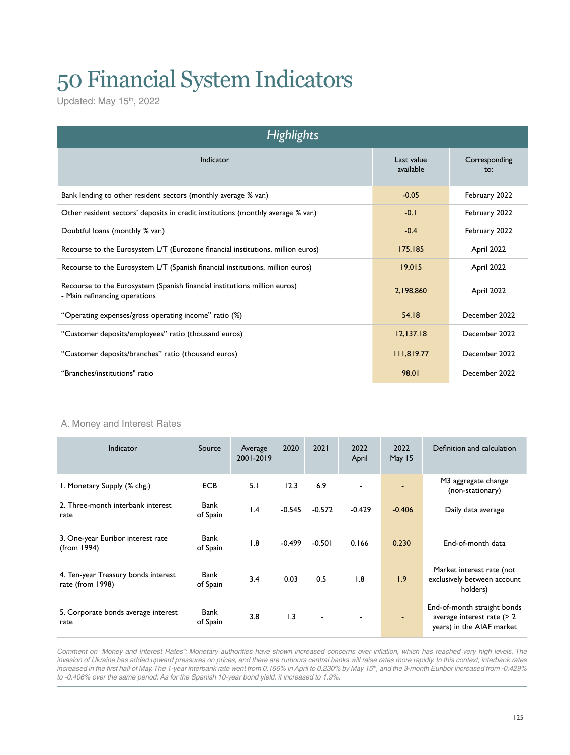# 50 Financial System Indicators

Updated: May 15th, 2022

| *Highlights* | | |
|---|---|---|
| Indicator | Last value available | Corresponding to: |
| Bank lending to other resident sectors (monthly average % var.) | -0.05 | February 2022 |
| Other resident sectors' deposits in credit institutions (monthly average % var.) | -0.1 | February 2022 |
| Doubtful loans (monthly % var.) | -0.4 | February 2022 |
| Recourse to the Eurosystem L/T (Eurozone financial institutions, million euros) | 175,185 | April 2022 |
| Recourse to the Eurosystem L/T (Spanish financial institutions, million euros) | 19,015 | April 2022 |
| Recourse to the Eurosystem (Spanish financial institutions million euros) - Main refinancing operations | 2,198,860 | April 2022 |
| "Operating expenses/gross operating income" ratio (%) | 54.18 | December 2022 |
| "Customer deposits/employees" ratio (thousand euros) | 12,137.18 | December 2022 |
| "Customer deposits/branches" ratio (thousand euros) | 111,819.77 | December 2022 |
| "Branches/institutions" ratio | 98,01 | December 2022 |

## A. Money and Interest Rates

| Indicator | Source | Average 2001-2019 | 2020 | 2021 | 2022 April | 2022 May 15 | Definition and calculation |
|---|---|---|---|---|---|---|---|
| 1. Monetary Supply (% chg.) | ECB | 5.1 | 12.3 | 6.9 | - | - | M3 aggregate change (non-stationary) |
| 2. Three-month interbank interest rate | Bank of Spain | 1.4 | -0.545 | -0.572 | -0.429 | -0.406 | Daily data average |
| 3. One-year Euribor interest rate (from 1994) | Bank of Spain | 1.8 | -0.499 | -0.501 | 0.166 | 0.230 | End-of-month data |
| 4. Ten-year Treasury bonds interest rate (from 1998) | Bank of Spain | 3.4 | 0.03 | 0.5 | 1.8 | 1.9 | Market interest rate (not exclusively between account holders) |
| 5. Corporate bonds average interest rate | Bank of Spain | 3.8 | 1.3 | - | - | - | End-of-month straight bonds average interest rate (> 2 years) in the AIAF market |

*Comment on "Money and Interest Rates": Monetary authorities have shown increased concerns over inflation, which has reached very high levels. The invasion of Ukraine has added upward pressures on prices, and there are rumours central banks will raise rates more rapidly. In this context, interbank rates increased in the first half of May. The 1-year interbank rate went from 0.166% in April to 0.230% by May 15th, and the 3-month Euribor increased from -0.429% to -0.406% over the same period. As for the Spanish 10-year bond yield, it increased to 1.9%.*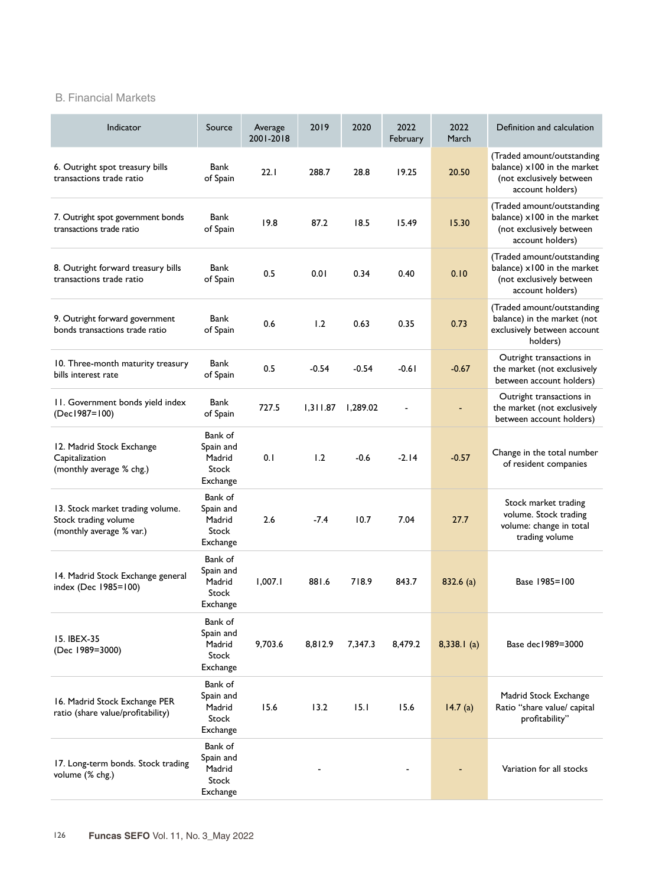## B. Financial Markets

| Indicator | Source | Average 2001-2018 | 2019 | 2020 | 2022 February | 2022 March | Definition and calculation |
|---|---|---|---|---|---|---|---|
| 6. Outright spot treasury bills transactions trade ratio | Bank of Spain | 22.1 | 288.7 | 28.8 | 19.25 | 20.50 | (Traded amount/outstanding balance) x100 in the market (not exclusively between account holders) |
| 7. Outright spot government bonds transactions trade ratio | Bank of Spain | 19.8 | 87.2 | 18.5 | 15.49 | 15.30 | (Traded amount/outstanding balance) x100 in the market (not exclusively between account holders) |
| 8. Outright forward treasury bills transactions trade ratio | Bank of Spain | 0.5 | 0.01 | 0.34 | 0.40 | 0.10 | (Traded amount/outstanding balance) x100 in the market (not exclusively between account holders) |
| 9. Outright forward government bonds transactions trade ratio | Bank of Spain | 0.6 | 1.2 | 0.63 | 0.35 | 0.73 | (Traded amount/outstanding balance) in the market (not exclusively between account holders) |
| 10. Three-month maturity treasury bills interest rate | Bank of Spain | 0.5 | -0.54 | -0.54 | -0.61 | -0.67 | Outright transactions in the market (not exclusively between account holders) |
| 11. Government bonds yield index (Dec1987=100) | Bank of Spain | 727.5 | 1,311.87 | 1,289.02 | - | - | Outright transactions in the market (not exclusively between account holders) |
| 12. Madrid Stock Exchange Capitalization (monthly average % chg.) | Bank of Spain and Madrid Stock Exchange | 0.1 | 1.2 | -0.6 | -2.14 | -0.57 | Change in the total number of resident companies |
| 13. Stock market trading volume. Stock trading volume (monthly average % var.) | Bank of Spain and Madrid Stock Exchange | 2.6 | -7.4 | 10.7 | 7.04 | 27.7 | Stock market trading volume. Stock trading volume: change in total trading volume |
| 14. Madrid Stock Exchange general index (Dec 1985=100) | Bank of Spain and Madrid Stock Exchange | 1,007.1 | 881.6 | 718.9 | 843.7 | 832.6 (a) | Base 1985=100 |
| 15. IBEX-35 (Dec 1989=3000) | Bank of Spain and Madrid Stock Exchange | 9,703.6 | 8,812.9 | 7,347.3 | 8,479.2 | 8,338.1 (a) | Base dec1989=3000 |
| 16. Madrid Stock Exchange PER ratio (share value/profitability) | Bank of Spain and Madrid Stock Exchange | 15.6 | 13.2 | 15.1 | 15.6 | 14.7 (a) | Madrid Stock Exchange Ratio "share value/ capital profitability" |
| 17. Long-term bonds. Stock trading volume (% chg.) | Bank of Spain and Madrid Stock Exchange | | - | | - | - | Variation for all stocks |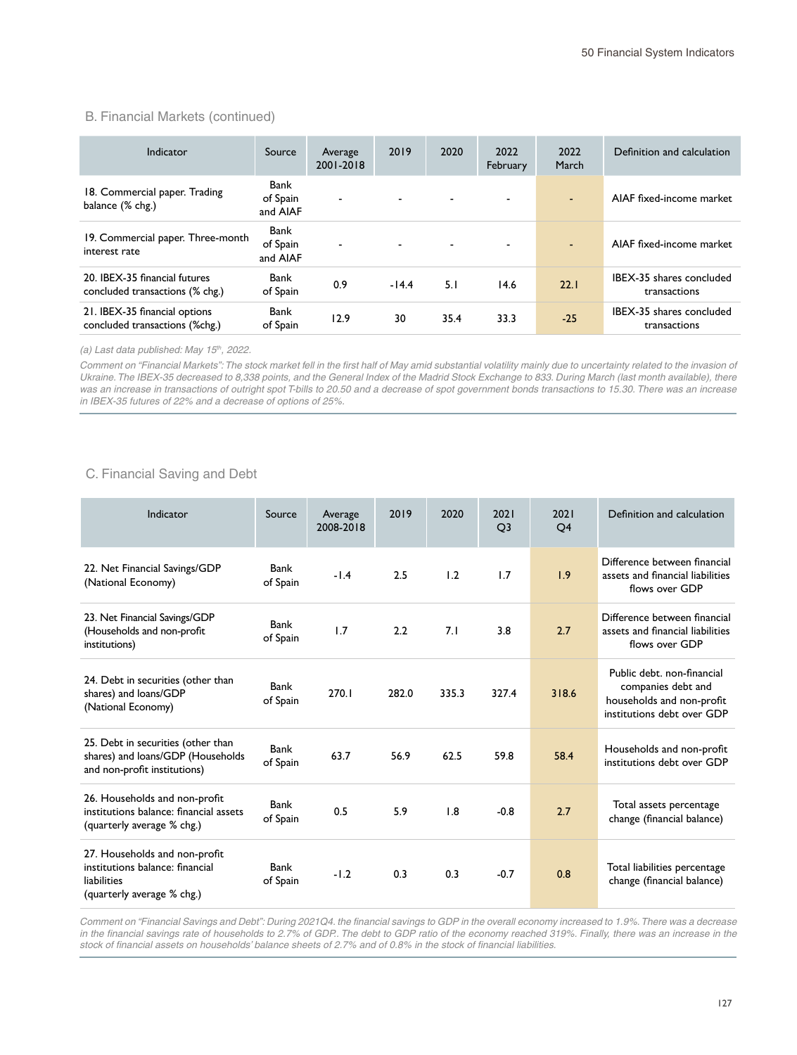## B. Financial Markets (continued)

| Indicator | Source | Average 2001-2018 | 2019 | 2020 | 2022 February | 2022 March | Definition and calculation |
|---|---|---|---|---|---|---|---|
| 18. Commercial paper. Trading balance (% chg.) | Bank of Spain and AIAF | - | - | - | - | - | AIAF fixed-income market |
| 19. Commercial paper. Three-month interest rate | Bank of Spain and AIAF | - | - | - | - | - | AIAF fixed-income market |
| 20. IBEX-35 financial futures concluded transactions (% chg.) | Bank of Spain | 0.9 | -14.4 | 5.1 | 14.6 | 22.1 | IBEX-35 shares concluded transactions |
| 21. IBEX-35 financial options concluded transactions (%chg.) | Bank of Spain | 12.9 | 30 | 35.4 | 33.3 | -25 | IBEX-35 shares concluded transactions |

*(a) Last data published: May 15th, 2022.*

*Comment on "Financial Markets": The stock market fell in the first half of May amid substantial volatility mainly due to uncertainty related to the invasion of Ukraine. The IBEX-35 decreased to 8,338 points, and the General Index of the Madrid Stock Exchange to 833. During March (last month available), there was an increase in transactions of outright spot T-bills to 20.50 and a decrease of spot government bonds transactions to 15.30. There was an increase in IBEX-35 futures of 22% and a decrease of options of 25%.*

## C. Financial Saving and Debt

| Indicator | Source | Average 2008-2018 | 2019 | 2020 | 2021 Q3 | 2021 Q4 | Definition and calculation |
|---|---|---|---|---|---|---|---|
| 22. Net Financial Savings/GDP (National Economy) | Bank of Spain | -1.4 | 2.5 | 1.2 | 1.7 | 1.9 | Difference between financial assets and financial liabilities flows over GDP |
| 23. Net Financial Savings/GDP (Households and non-profit institutions) | Bank of Spain | 1.7 | 2.2 | 7.1 | 3.8 | 2.7 | Difference between financial assets and financial liabilities flows over GDP |
| 24. Debt in securities (other than shares) and loans/GDP (National Economy) | Bank of Spain | 270.1 | 282.0 | 335.3 | 327.4 | 318.6 | Public debt. non-financial companies debt and households and non-profit institutions debt over GDP |
| 25. Debt in securities (other than shares) and loans/GDP (Households and non-profit institutions) | Bank of Spain | 63.7 | 56.9 | 62.5 | 59.8 | 58.4 | Households and non-profit institutions debt over GDP |
| 26. Households and non-profit institutions balance: financial assets (quarterly average % chg.) | Bank of Spain | 0.5 | 5.9 | 1.8 | -0.8 | 2.7 | Total assets percentage change (financial balance) |
| 27. Households and non-profit institutions balance: financial liabilities (quarterly average % chg.) | Bank of Spain | -1.2 | 0.3 | 0.3 | -0.7 | 0.8 | Total liabilities percentage change (financial balance) |

*Comment on "Financial Savings and Debt": During 2021Q4. the financial savings to GDP in the overall economy increased to 1.9%. There was a decrease in the financial savings rate of households to 2.7% of GDP. The debt to GDP ratio of the economy reached 319%. Finally, there was an increase in the stock of financial assets on households' balance sheets of 2.7% and of 0.8% in the stock of financial liabilities.*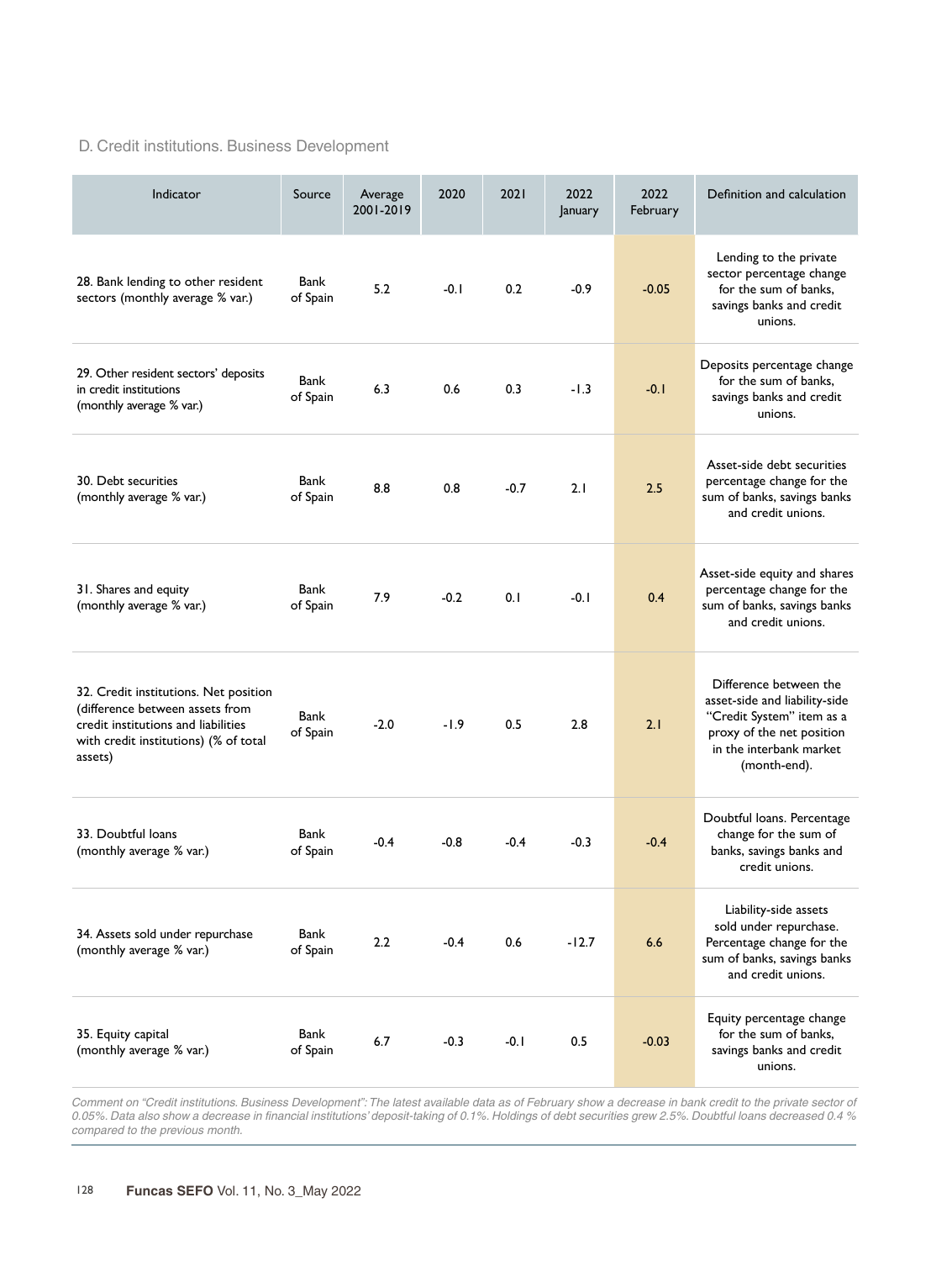## D. Credit institutions. Business Development

| Indicator | Source | Average 2001-2019 | 2020 | 2021 | 2022 January | 2022 February | Definition and calculation |
|---|---|---|---|---|---|---|---|
| 28. Bank lending to other resident sectors (monthly average % var.) | Bank of Spain | 5.2 | -0.1 | 0.2 | -0.9 | -0.05 | Lending to the private sector percentage change for the sum of banks, savings banks and credit unions. |
| 29. Other resident sectors' deposits in credit institutions (monthly average % var.) | Bank of Spain | 6.3 | 0.6 | 0.3 | -1.3 | -0.1 | Deposits percentage change for the sum of banks, savings banks and credit unions. |
| 30. Debt securities (monthly average % var.) | Bank of Spain | 8.8 | 0.8 | -0.7 | 2.1 | 2.5 | Asset-side debt securities percentage change for the sum of banks, savings banks and credit unions. |
| 31. Shares and equity (monthly average % var.) | Bank of Spain | 7.9 | -0.2 | 0.1 | -0.1 | 0.4 | Asset-side equity and shares percentage change for the sum of banks, savings banks and credit unions. |
| 32. Credit institutions. Net position (difference between assets from credit institutions and liabilities with credit institutions) (% of total assets) | Bank of Spain | -2.0 | -1.9 | 0.5 | 2.8 | 2.1 | Difference between the asset-side and liability-side "Credit System" item as a proxy of the net position in the interbank market (month-end). |
| 33. Doubtful loans (monthly average % var.) | Bank of Spain | -0.4 | -0.8 | -0.4 | -0.3 | -0.4 | Doubtful loans. Percentage change for the sum of banks, savings banks and credit unions. |
| 34. Assets sold under repurchase (monthly average % var.) | Bank of Spain | 2.2 | -0.4 | 0.6 | -12.7 | 6.6 | Liability-side assets sold under repurchase. Percentage change for the sum of banks, savings banks and credit unions. |
| 35. Equity capital (monthly average % var.) | Bank of Spain | 6.7 | -0.3 | -0.1 | 0.5 | -0.03 | Equity percentage change for the sum of banks, savings banks and credit unions. |

*Comment on "Credit institutions. Business Development": The latest available data as of February show a decrease in bank credit to the private sector of 0.05%. Data also show a decrease in financial institutions' deposit-taking of 0.1%. Holdings of debt securities grew 2.5%. Doubtful loans decreased 0.4 % compared to the previous month.*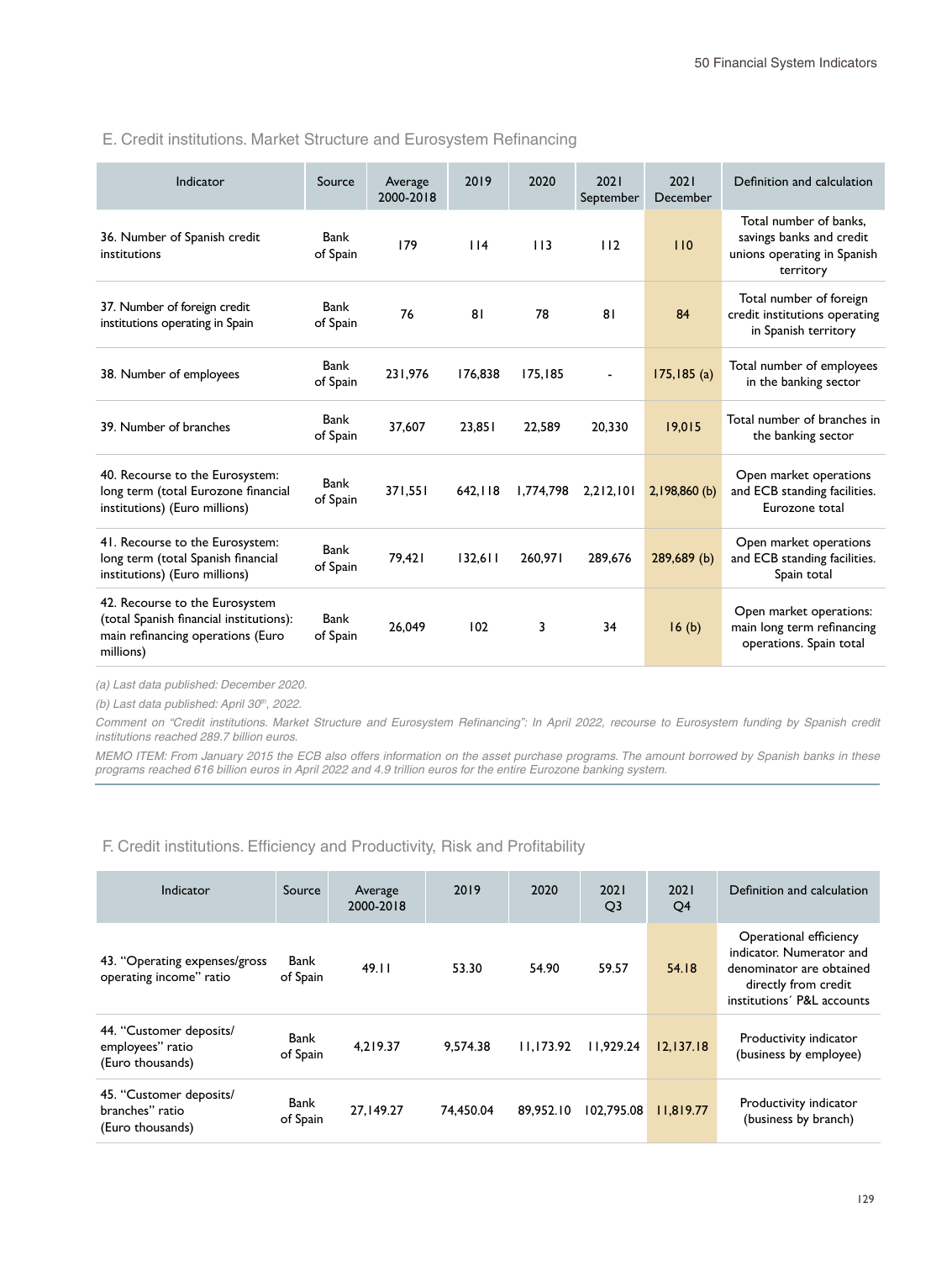## E. Credit institutions. Market Structure and Eurosystem Refinancing

| Indicator | Source | Average 2000-2018 | 2019 | 2020 | 2021 September | 2021 December | Definition and calculation |
|---|---|---|---|---|---|---|---|
| 36. Number of Spanish credit institutions | Bank of Spain | 179 | 114 | 113 | 112 | 110 | Total number of banks, savings banks and credit unions operating in Spanish territory |
| 37. Number of foreign credit institutions operating in Spain | Bank of Spain | 76 | 81 | 78 | 81 | 84 | Total number of foreign credit institutions operating in Spanish territory |
| 38. Number of employees | Bank of Spain | 231,976 | 176,838 | 175,185 | - | 175,185 (a) | Total number of employees in the banking sector |
| 39. Number of branches | Bank of Spain | 37,607 | 23,851 | 22,589 | 20,330 | 19,015 | Total number of branches in the banking sector |
| 40. Recourse to the Eurosystem: long term (total Eurozone financial institutions) (Euro millions) | Bank of Spain | 371,551 | 642,118 | 1,774,798 | 2,212,101 | 2,198,860 (b) | Open market operations and ECB standing facilities. Eurozone total |
| 41. Recourse to the Eurosystem: long term (total Spanish financial institutions) (Euro millions) | Bank of Spain | 79,421 | 132,611 | 260,971 | 289,676 | 289,689 (b) | Open market operations and ECB standing facilities. Spain total |
| 42. Recourse to the Eurosystem (total Spanish financial institutions): main refinancing operations (Euro millions) | Bank of Spain | 26,049 | 102 | 3 | 34 | 16 (b) | Open market operations: main long term refinancing operations. Spain total |

*(a) Last data published: December 2020.*

*(b) Last data published: April 30th, 2022.*

*Comment on "Credit institutions. Market Structure and Eurosystem Refinancing": In April 2022, recourse to Eurosystem funding by Spanish credit institutions reached 289.7 billion euros.*

*MEMO ITEM: From January 2015 the ECB also offers information on the asset purchase programs. The amount borrowed by Spanish banks in these programs reached 616 billion euros in April 2022 and 4.9 trillion euros for the entire Eurozone banking system.*

## F. Credit institutions. Efficiency and Productivity, Risk and Profitability

| Indicator | Source | Average 2000-2018 | 2019 | 2020 | 2021 Q3 | 2021 Q4 | Definition and calculation |
|---|---|---|---|---|---|---|---|
| 43. "Operating expenses/gross operating income" ratio | Bank of Spain | 49.11 | 53.30 | 54.90 | 59.57 | 54.18 | Operational efficiency indicator. Numerator and denominator are obtained directly from credit institutions´ P&L accounts |
| 44. "Customer deposits/ employees" ratio (Euro thousands) | Bank of Spain | 4,219.37 | 9,574.38 | 11,173.92 | 11,929.24 | 12,137.18 | Productivity indicator (business by employee) |
| 45. "Customer deposits/ branches" ratio (Euro thousands) | Bank of Spain | 27,149.27 | 74,450.04 | 89,952.10 | 102,795.08 | 111,819.77 | Productivity indicator (business by branch) |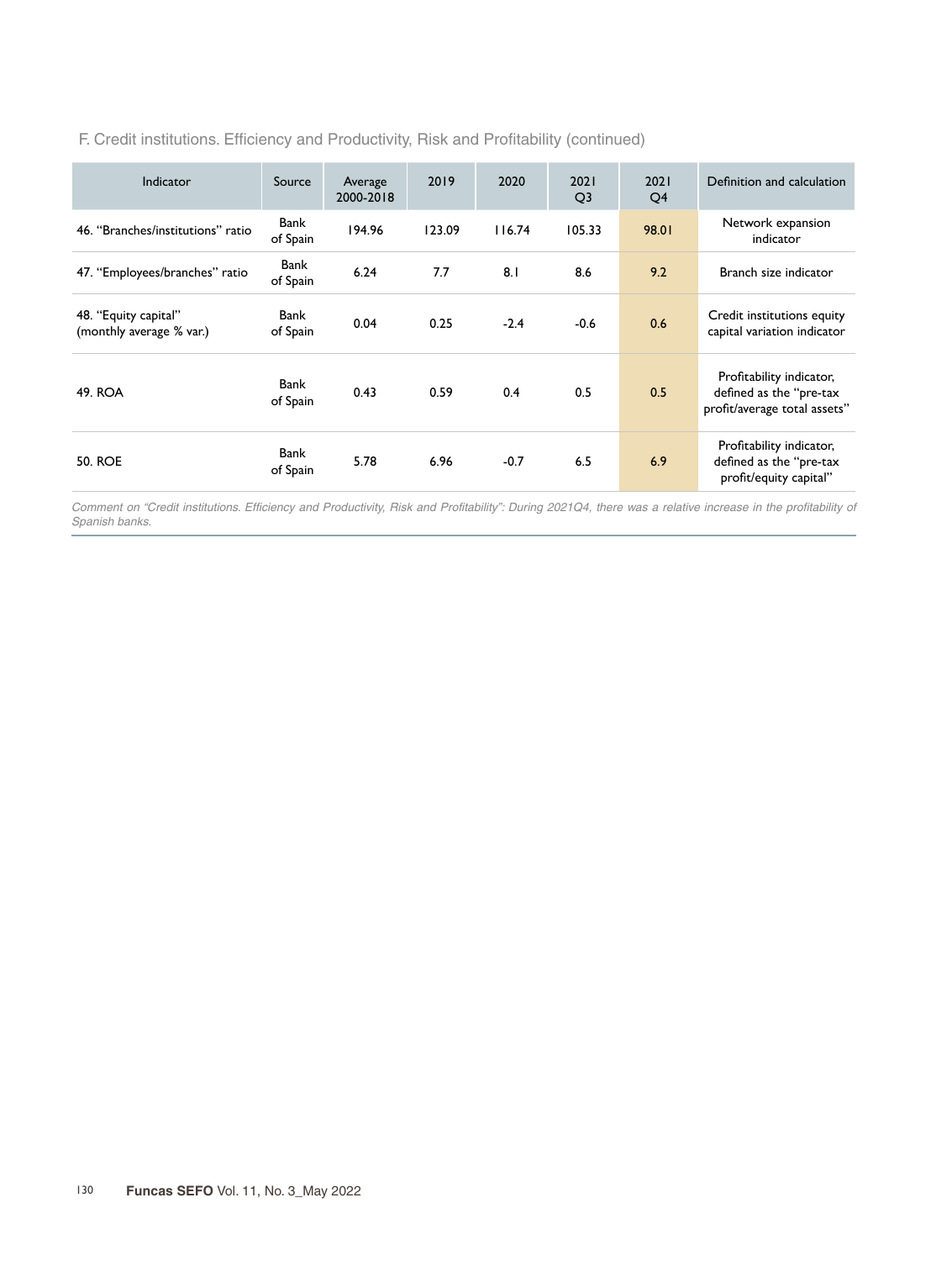## F. Credit institutions. Efficiency and Productivity, Risk and Profitability (continued)

| Indicator | Source | Average 2000-2018 | 2019 | 2020 | 2021 Q3 | 2021 Q4 | Definition and calculation |
|---|---|---|---|---|---|---|---|
| 46. “Branches/institutions” ratio | Bank of Spain | 194.96 | 123.09 | 116.74 | 105.33 | 98.01 | Network expansion indicator |
| 47. “Employees/branches” ratio | Bank of Spain | 6.24 | 7.7 | 8.1 | 8.6 | 9.2 | Branch size indicator |
| 48. “Equity capital” (monthly average % var.) | Bank of Spain | 0.04 | 0.25 | -2.4 | -0.6 | 0.6 | Credit institutions equity capital variation indicator |
| 49. ROA | Bank of Spain | 0.43 | 0.59 | 0.4 | 0.5 | 0.5 | Profitability indicator, defined as the “pre-tax profit/average total assets” |
| 50. ROE | Bank of Spain | 5.78 | 6.96 | -0.7 | 6.5 | 6.9 | Profitability indicator, defined as the “pre-tax profit/equity capital” |

*Comment on “Credit institutions. Efficiency and Productivity, Risk and Profitability”: During 2021Q4, there was a relative increase in the profitability of Spanish banks.*